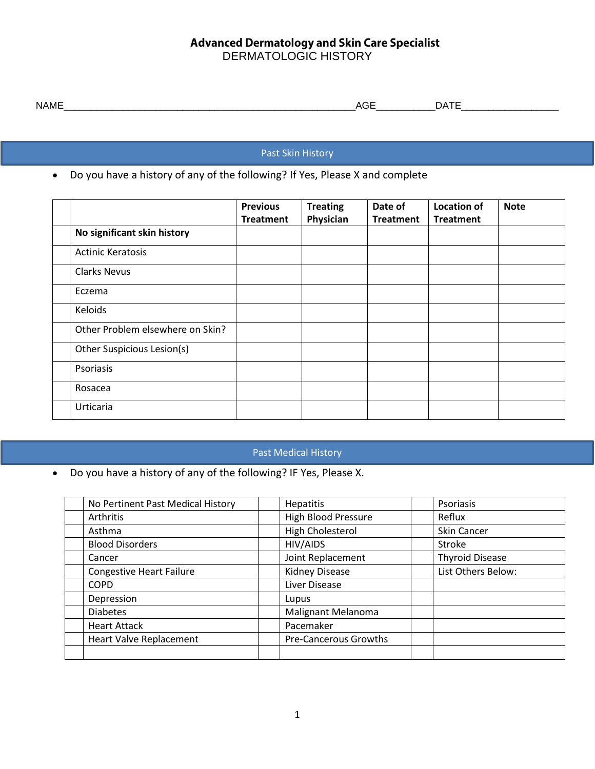**Advanced Dermatology and Skin Care Specialist**
DERMATOLOGIC HISTORY

NAME\_\_\_\_\_\_\_\_\_\_\_\_\_\_\_\_\_\_\_\_\_\_\_\_\_\_\_\_\_\_\_\_\_\_\_\_\_\_\_\_\_\_\_\_\_\_\_\_\_\_\_\_AGE\_\_\_\_\_\_\_\_\_\_DATE\_\_\_\_\_\_\_\_\_\_\_\_\_\_\_\_\_

## Past Skin History

- Do you have a history of any of the following? If Yes, Please X and complete

| | | Previous Treatment | Treating Physician | Date of Treatment | Location of Treatment | Note |
|---|---|---|---|---|---|---|
| | **No significant skin history** | | | | | |
| | Actinic Keratosis | | | | | |
| | Clarks Nevus | | | | | |
| | Eczema | | | | | |
| | Keloids | | | | | |
| | Other Problem elsewhere on Skin? | | | | | |
| | Other Suspicious Lesion(s) | | | | | |
| | Psoriasis | | | | | |
| | Rosacea | | | | | |
| | Urticaria | | | | | |

## Past Medical History

- Do you have a history of any of the following? IF Yes, Please X.

| | | | | | |
|---|---|---|---|---|---|
| | No Pertinent Past Medical History | | Hepatitis | | Psoriasis |
| | Arthritis | | High Blood Pressure | | Reflux |
| | Asthma | | High Cholesterol | | Skin Cancer |
| | Blood Disorders | | HIV/AIDS | | Stroke |
| | Cancer | | Joint Replacement | | Thyroid Disease |
| | Congestive Heart Failure | | Kidney Disease | | List Others Below: |
| | COPD | | Liver Disease | | |
| | Depression | | Lupus | | |
| | Diabetes | | Malignant Melanoma | | |
| | Heart Attack | | Pacemaker | | |
| | Heart Valve Replacement | | Pre-Cancerous Growths | | |
| | | | | | |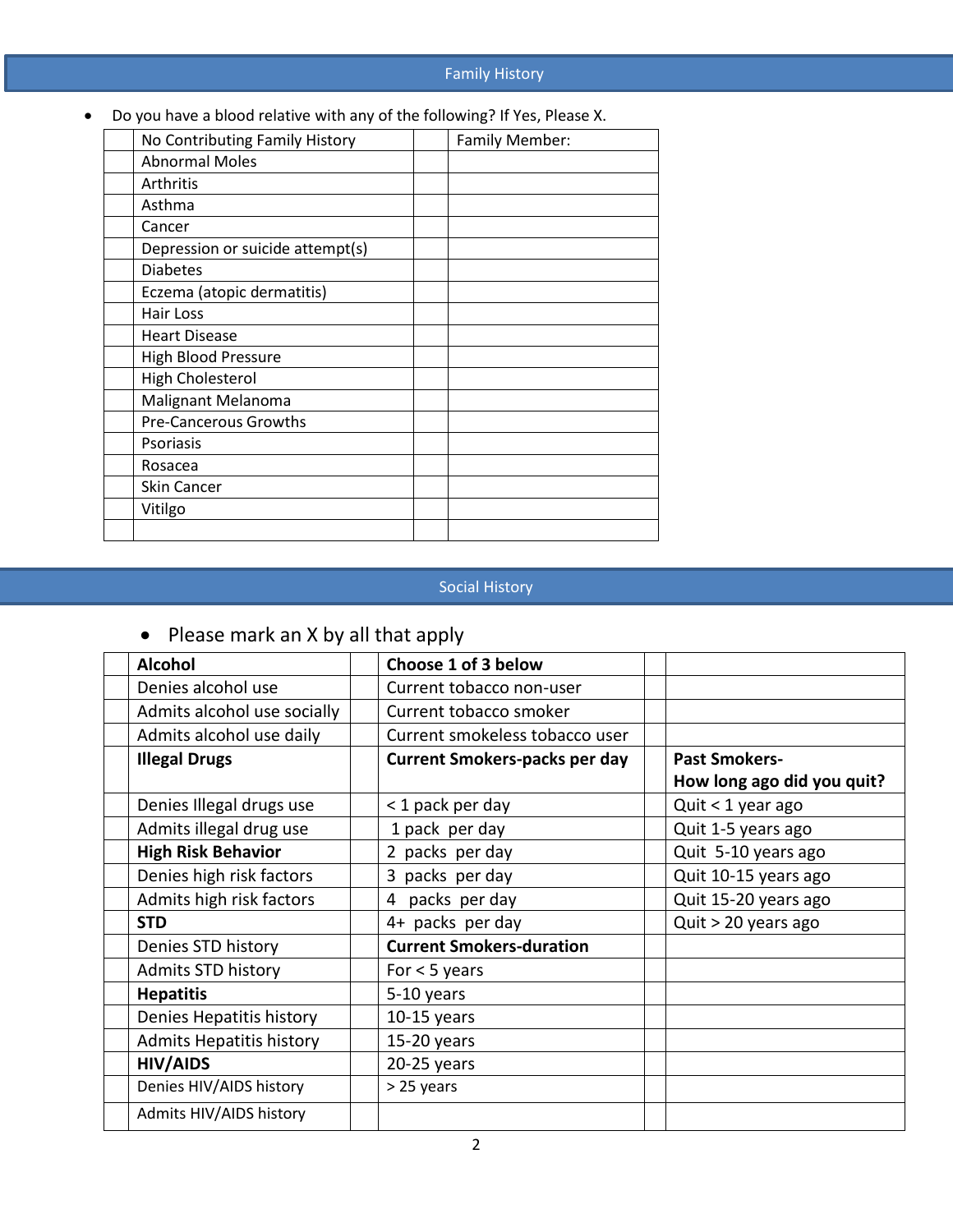## Family History

- Do you have a blood relative with any of the following? If Yes, Please X.

| | | | |
|---|---|---|---|
| | No Contributing Family History | | Family Member: |
| | Abnormal Moles | | |
| | Arthritis | | |
| | Asthma | | |
| | Cancer | | |
| | Depression or suicide attempt(s) | | |
| | Diabetes | | |
| | Eczema (atopic dermatitis) | | |
| | Hair Loss | | |
| | Heart Disease | | |
| | High Blood Pressure | | |
| | High Cholesterol | | |
| | Malignant Melanoma | | |
| | Pre-Cancerous Growths | | |
| | Psoriasis | | |
| | Rosacea | | |
| | Skin Cancer | | |
| | Vitilgo | | |
| | | | |

## Social History

- Please mark an X by all that apply

| | | | | | |
|---|---|---|---|---|---|
| | **Alcohol** | | **Choose 1 of 3 below** | | |
| | Denies alcohol use | | Current tobacco non-user | | |
| | Admits alcohol use socially | | Current tobacco smoker | | |
| | Admits alcohol use daily | | Current smokeless tobacco user | | |
| | **Illegal Drugs** | | **Current Smokers-packs per day** | | **Past Smokers- How long ago did you quit?** |
| | Denies Illegal drugs use | | < 1 pack per day | | Quit < 1 year ago |
| | Admits illegal drug use | | 1 pack per day | | Quit 1-5 years ago |
| | **High Risk Behavior** | | 2 packs per day | | Quit 5-10 years ago |
| | Denies high risk factors | | 3 packs per day | | Quit 10-15 years ago |
| | Admits high risk factors | | 4 packs per day | | Quit 15-20 years ago |
| | **STD** | | 4+ packs per day | | Quit > 20 years ago |
| | Denies STD history | | **Current Smokers-duration** | | |
| | Admits STD history | | For < 5 years | | |
| | **Hepatitis** | | 5-10 years | | |
| | Denies Hepatitis history | | 10-15 years | | |
| | Admits Hepatitis history | | 15-20 years | | |
| | **HIV/AIDS** | | 20-25 years | | |
| | Denies HIV/AIDS history | | > 25 years | | |
| | Admits HIV/AIDS history | | | | |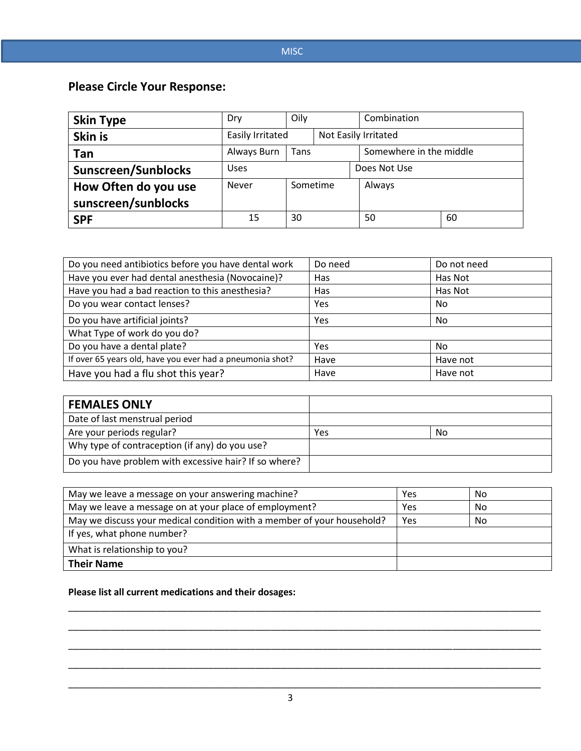MISC

**Please Circle Your Response:**

| | | | | |
|---|---|---|---|---|
| **Skin Type** | Dry | Oily | Combination | |
| **Skin is** | Easily Irritated | Not Easily Irritated | | |
| **Tan** | Always Burn | Tans | Somewhere in the middle | |
| **Sunscreen/Sunblocks** | Uses | Does Not Use | | |
| **How Often do you use sunscreen/sunblocks** | Never | Sometime | Always | |
| **SPF** | 15 | 30 | 50 | 60 |

| | | |
|---|---|---|
| Do you need antibiotics before you have dental work | Do need | Do not need |
| Have you ever had dental anesthesia (Novocaine)? | Has | Has Not |
| Have you had a bad reaction to this anesthesia? | Has | Has Not |
| Do you wear contact lenses? | Yes | No |
| Do you have artificial joints? | Yes | No |
| What Type of work do you do? | | |
| Do you have a dental plate? | Yes | No |
| If over 65 years old, have you ever had a pneumonia shot? | Have | Have not |
| Have you had a flu shot this year? | Have | Have not |

| | | |
|---|---|---|
| **FEMALES ONLY** | | |
| Date of last menstrual period | | |
| Are your periods regular? | Yes | No |
| Why type of contraception (if any) do you use? | | |
| Do you have problem with excessive hair? If so where? | | |

| | | |
|---|---|---|
| May we leave a message on your answering machine? | Yes | No |
| May we leave a message on at your place of employment? | Yes | No |
| May we discuss your medical condition with a member of your household? | Yes | No |
| If yes, what phone number? | | |
| What is relationship to you? | | |
| **Their Name** | | |

**Please list all current medications and their dosages:**

\_\_\_\_\_\_\_\_\_\_\_\_\_\_\_\_\_\_\_\_\_\_\_\_\_\_\_\_\_\_\_\_\_\_\_\_\_\_\_\_\_\_\_\_\_\_\_\_\_\_\_\_\_\_\_\_\_\_\_\_\_\_\_\_\_\_\_\_\_\_\_\_\_\_\_\_\_\_

\_\_\_\_\_\_\_\_\_\_\_\_\_\_\_\_\_\_\_\_\_\_\_\_\_\_\_\_\_\_\_\_\_\_\_\_\_\_\_\_\_\_\_\_\_\_\_\_\_\_\_\_\_\_\_\_\_\_\_\_\_\_\_\_\_\_\_\_\_\_\_\_\_\_\_\_\_\_

\_\_\_\_\_\_\_\_\_\_\_\_\_\_\_\_\_\_\_\_\_\_\_\_\_\_\_\_\_\_\_\_\_\_\_\_\_\_\_\_\_\_\_\_\_\_\_\_\_\_\_\_\_\_\_\_\_\_\_\_\_\_\_\_\_\_\_\_\_\_\_\_\_\_\_\_\_\_

\_\_\_\_\_\_\_\_\_\_\_\_\_\_\_\_\_\_\_\_\_\_\_\_\_\_\_\_\_\_\_\_\_\_\_\_\_\_\_\_\_\_\_\_\_\_\_\_\_\_\_\_\_\_\_\_\_\_\_\_\_\_\_\_\_\_\_\_\_\_\_\_\_\_\_\_\_\_

\_\_\_\_\_\_\_\_\_\_\_\_\_\_\_\_\_\_\_\_\_\_\_\_\_\_\_\_\_\_\_\_\_\_\_\_\_\_\_\_\_\_\_\_\_\_\_\_\_\_\_\_\_\_\_\_\_\_\_\_\_\_\_\_\_\_\_\_\_\_\_\_\_\_\_\_\_\_